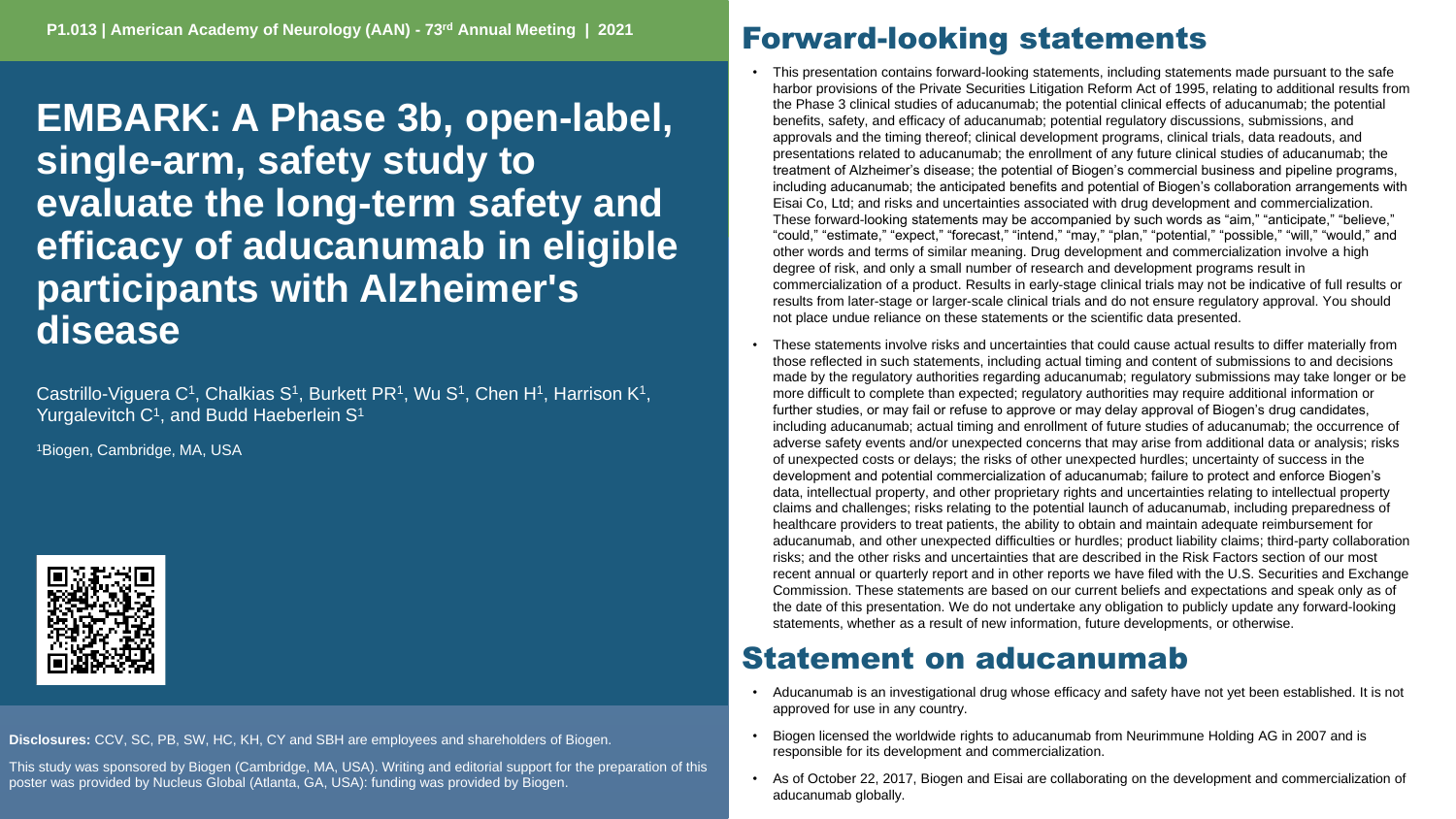P1.013 | American Academy of Neurology (AAN) - 73rd Annual Meeting | 2021

# EMBARK: A Phase 3b, open-label, single-arm, safety study to evaluate the long-term safety and efficacy of aducanumab in eligible participants with Alzheimer's disease

Castrillo-Viguera C[1], Chalkias S[1], Burkett PR[1], Wu S[1], Chen H[1], Harrison K[1], Yurgalevitch C[1], and Budd Haeberlein S[1]

[1]Biogen, Cambridge, MA, USA

**Disclosures:** CCV, SC, PB, SW, HC, KH, CY and SBH are employees and shareholders of Biogen.

This study was sponsored by Biogen (Cambridge, MA, USA). Writing and editorial support for the preparation of this poster was provided by Nucleus Global (Atlanta, GA, USA): funding was provided by Biogen.

## Forward-looking statements

- This presentation contains forward-looking statements, including statements made pursuant to the safe harbor provisions of the Private Securities Litigation Reform Act of 1995, relating to additional results from the Phase 3 clinical studies of aducanumab; the potential clinical effects of aducanumab; the potential benefits, safety, and efficacy of aducanumab; potential regulatory discussions, submissions, and approvals and the timing thereof; clinical development programs, clinical trials, data readouts, and presentations related to aducanumab; the enrollment of any future clinical studies of aducanumab; the treatment of Alzheimer's disease; the potential of Biogen's commercial business and pipeline programs, including aducanumab; the anticipated benefits and potential of Biogen's collaboration arrangements with Eisai Co, Ltd; and risks and uncertainties associated with drug development and commercialization. These forward-looking statements may be accompanied by such words as "aim," "anticipate," "believe," "could," "estimate," "expect," "forecast," "intend," "may," "plan," "potential," "possible," "will," "would," and other words and terms of similar meaning. Drug development and commercialization involve a high degree of risk, and only a small number of research and development programs result in commercialization of a product. Results in early-stage clinical trials may not be indicative of full results or results from later-stage or larger-scale clinical trials and do not ensure regulatory approval. You should not place undue reliance on these statements or the scientific data presented.
- These statements involve risks and uncertainties that could cause actual results to differ materially from those reflected in such statements, including actual timing and content of submissions to and decisions made by the regulatory authorities regarding aducanumab; regulatory submissions may take longer or be more difficult to complete than expected; regulatory authorities may require additional information or further studies, or may fail or refuse to approve or may delay approval of Biogen's drug candidates, including aducanumab; actual timing and enrollment of future studies of aducanumab; the occurrence of adverse safety events and/or unexpected concerns that may arise from additional data or analysis; risks of unexpected costs or delays; the risks of other unexpected hurdles; uncertainty of success in the development and potential commercialization of aducanumab; failure to protect and enforce Biogen's data, intellectual property, and other proprietary rights and uncertainties relating to intellectual property claims and challenges; risks relating to the potential launch of aducanumab, including preparedness of healthcare providers to treat patients, the ability to obtain and maintain adequate reimbursement for aducanumab, and other unexpected difficulties or hurdles; product liability claims; third-party collaboration risks; and the other risks and uncertainties that are described in the Risk Factors section of our most recent annual or quarterly report and in other reports we have filed with the U.S. Securities and Exchange Commission. These statements are based on our current beliefs and expectations and speak only as of the date of this presentation. We do not undertake any obligation to publicly update any forward-looking statements, whether as a result of new information, future developments, or otherwise.

## Statement on aducanumab

- Aducanumab is an investigational drug whose efficacy and safety have not yet been established. It is not approved for use in any country.
- Biogen licensed the worldwide rights to aducanumab from Neurimmune Holding AG in 2007 and is responsible for its development and commercialization.
- As of October 22, 2017, Biogen and Eisai are collaborating on the development and commercialization of aducanumab globally.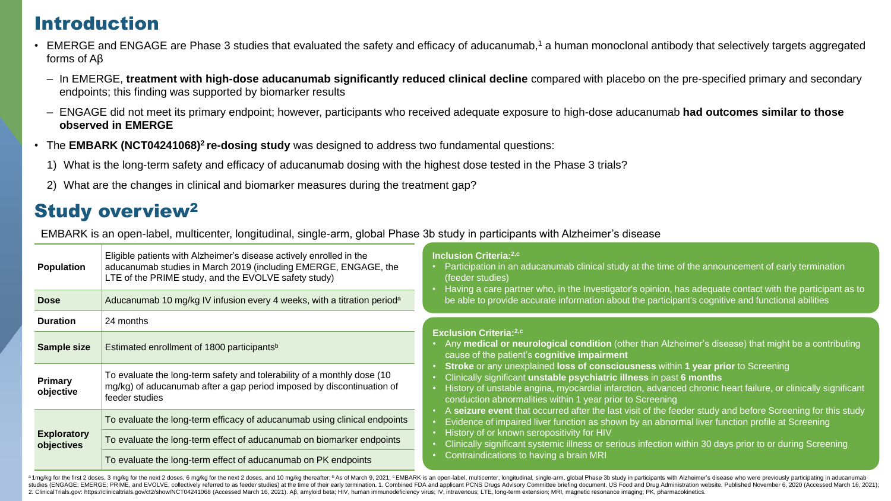## Introduction

- EMERGE and ENGAGE are Phase 3 studies that evaluated the safety and efficacy of aducanumab,[1] a human monoclonal antibody that selectively targets aggregated forms of Aβ
  - In EMERGE, **treatment with high-dose aducanumab significantly reduced clinical decline** compared with placebo on the pre-specified primary and secondary endpoints; this finding was supported by biomarker results
  - ENGAGE did not meet its primary endpoint; however, participants who received adequate exposure to high-dose aducanumab **had outcomes similar to those observed in EMERGE**
- The **EMBARK (NCT04241068)[2] re-dosing study** was designed to address two fundamental questions:
  1) What is the long-term safety and efficacy of aducanumab dosing with the highest dose tested in the Phase 3 trials?
  2) What are the changes in clinical and biomarker measures during the treatment gap?

## Study overview[2]

EMBARK is an open-label, multicenter, longitudinal, single-arm, global Phase 3b study in participants with Alzheimer's disease

| | |
|---|---|
| **Population** | Eligible patients with Alzheimer's disease actively enrolled in the aducanumab studies in March 2019 (including EMERGE, ENGAGE, the LTE of the PRIME study, and the EVOLVE safety study) |
| **Dose** | Aducanumab 10 mg/kg IV infusion every 4 weeks, with a titration period[a] |
| **Duration** | 24 months |
| **Sample size** | Estimated enrollment of 1800 participants[b] |
| **Primary objective** | To evaluate the long-term safety and tolerability of a monthly dose (10 mg/kg) of aducanumab after a gap period imposed by discontinuation of feeder studies |
| **Exploratory objectives** | To evaluate the long-term efficacy of aducanumab using clinical endpoints |
| | To evaluate the long-term effect of aducanumab on biomarker endpoints |
| | To evaluate the long-term effect of aducanumab on PK endpoints |

**Inclusion Criteria:[2,c]**

- Participation in an aducanumab clinical study at the time of the announcement of early termination (feeder studies)
- Having a care partner who, in the Investigator's opinion, has adequate contact with the participant as to be able to provide accurate information about the participant's cognitive and functional abilities

**Exclusion Criteria:[2,c]**

- Any **medical or neurological condition** (other than Alzheimer's disease) that might be a contributing cause of the patient's **cognitive impairment**
- **Stroke** or any unexplained **loss of consciousness** within **1 year prior** to Screening
- Clinically significant **unstable psychiatric illness** in past **6 months**
- History of unstable angina, myocardial infarction, advanced chronic heart failure, or clinically significant conduction abnormalities within 1 year prior to Screening
- A **seizure event** that occurred after the last visit of the feeder study and before Screening for this study
- Evidence of impaired liver function as shown by an abnormal liver function profile at Screening
- History of or known seropositivity for HIV
- Clinically significant systemic illness or serious infection within 30 days prior to or during Screening
- Contraindications to having a brain MRI

[a] 1mg/kg for the first 2 doses, 3 mg/kg for the next 2 doses, 6 mg/kg for the next 2 doses, and 10 mg/kg thereafter; [b] As of March 9, 2021; [c] EMBARK is an open-label, multicenter, longitudinal, single-arm, global Phase 3b study in participants with Alzheimer's disease who were previously participating in aducanumab studies (ENGAGE; EMERGE; PRIME, and EVOLVE, collectively referred to as feeder studies) at the time of their early termination. 1. Combined FDA and applicant PCNS Drugs Advisory Committee briefing document. US Food and Drug Administration website. Published November 6, 2020 (Accessed March 16, 2021); 2. ClinicalTrials.gov: https://clinicaltrials.gov/ct2/show/NCT04241068 (Accessed March 16, 2021). Aβ, amyloid beta; HIV, human immunodeficiency virus; IV, intravenous; LTE, long-term extension; MRI, magnetic resonance imaging; PK, pharmacokinetics.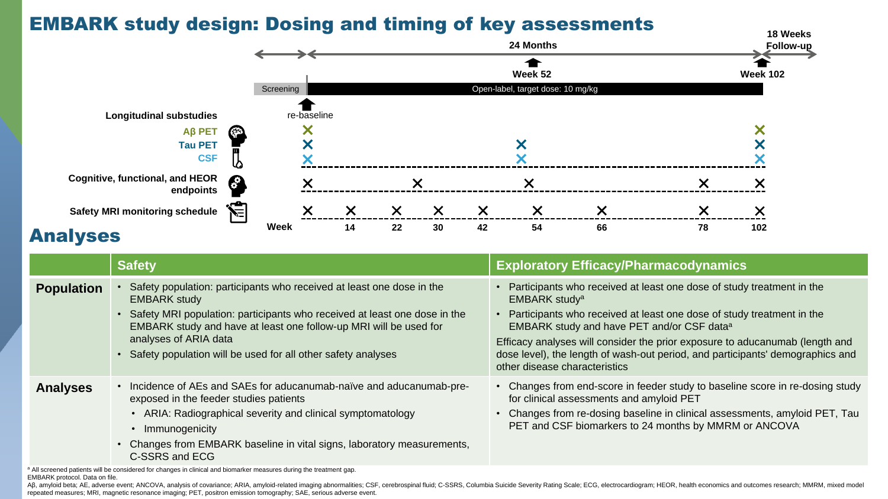# EMBARK study design: Dosing and timing of key assessments

| | Screening | 24 Months — Open-label, target dose: 10 mg/kg | | | | | | | | 18 Weeks Follow-up |
|---|---|---|---|---|---|---|---|---|---|---|
| **Week** | re-baseline | 14 | 22 | 30 | 42 | 54 (Week 52) | 66 | 78 | 102 (Week 102) | |
| **Longitudinal substudies** | | | | | | | | | | |
| Aβ PET | × | | | | | | | | × | |
| Tau PET | × | | | | | × | | | × | |
| CSF | × | | | | | × | | | × | |
| **Cognitive, functional, and HEOR endpoints** | × | | × | | | × | | × | × | |
| **Safety MRI monitoring schedule** | × | × | × | × | × | × | × | × | × | |

## Analyses

| | Safety | Exploratory Efficacy/Pharmacodynamics |
|---|---|---|
| **Population** | • Safety population: participants who received at least one dose in the EMBARK study<br>• Safety MRI population: participants who received at least one dose in the EMBARK study and have at least one follow-up MRI will be used for analyses of ARIA data<br>• Safety population will be used for all other safety analyses | • Participants who received at least one dose of study treatment in the EMBARK study[a]<br>• Participants who received at least one dose of study treatment in the EMBARK study and have PET and/or CSF data[a]<br>Efficacy analyses will consider the prior exposure to aducanumab (length and dose level), the length of wash-out period, and participants' demographics and other disease characteristics |
| **Analyses** | • Incidence of AEs and SAEs for aducanumab-naïve and aducanumab-pre-exposed in the feeder studies patients<br>  • ARIA: Radiographical severity and clinical symptomatology<br>  • Immunogenicity<br>• Changes from EMBARK baseline in vital signs, laboratory measurements, C-SSRS and ECG | • Changes from end-score in feeder study to baseline score in re-dosing study for clinical assessments and amyloid PET<br>• Changes from re-dosing baseline in clinical assessments, amyloid PET, Tau PET and CSF biomarkers to 24 months by MMRM or ANCOVA |

[a] All screened patients will be considered for changes in clinical and biomarker measures during the treatment gap.

EMBARK protocol. Data on file.

Aβ, amyloid beta; AE, adverse event; ANCOVA, analysis of covariance; ARIA, amyloid-related imaging abnormalities; CSF, cerebrospinal fluid; C-SSRS, Columbia Suicide Severity Rating Scale; ECG, electrocardiogram; HEOR, health economics and outcomes research; MMRM, mixed model repeated measures; MRI, magnetic resonance imaging; PET, positron emission tomography; SAE, serious adverse event.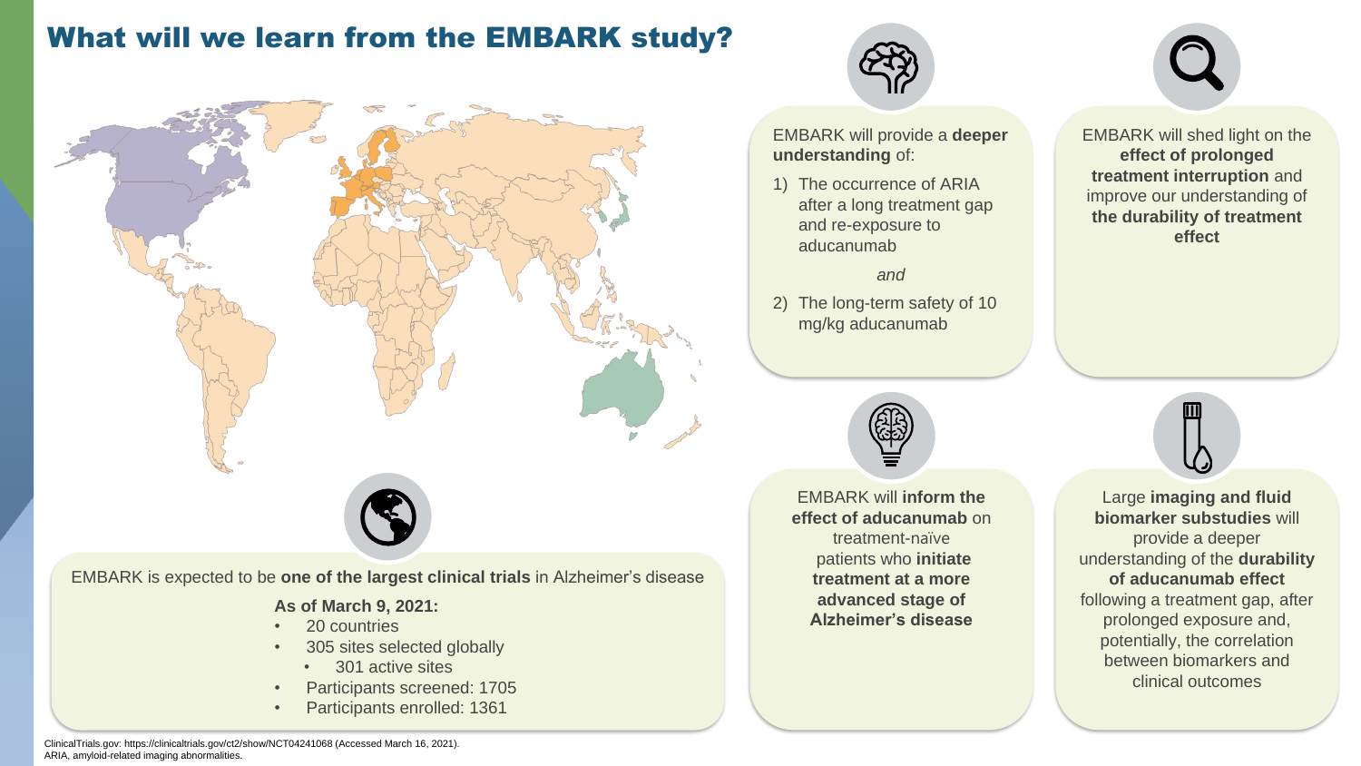# What will we learn from the EMBARK study?

EMBARK is expected to be **one of the largest clinical trials** in Alzheimer's disease

**As of March 9, 2021:**

- 20 countries
- 305 sites selected globally
  - 301 active sites
- Participants screened: 1705
- Participants enrolled: 1361

EMBARK will provide a **deeper understanding** of:

1) The occurrence of ARIA after a long treatment gap and re-exposure to aducanumab

*and*

2) The long-term safety of 10 mg/kg aducanumab

EMBARK will shed light on the **effect of prolonged treatment interruption** and improve our understanding of **the durability of treatment effect**

EMBARK will **inform the effect of aducanumab** on treatment-naïve patients who **initiate treatment at a more advanced stage of Alzheimer's disease**

Large **imaging and fluid biomarker substudies** will provide a deeper understanding of the **durability of aducanumab effect** following a treatment gap, after prolonged exposure and, potentially, the correlation between biomarkers and clinical outcomes

ClinicalTrials.gov: https://clinicaltrials.gov/ct2/show/NCT04241068 (Accessed March 16, 2021).
ARIA, amyloid-related imaging abnormalities.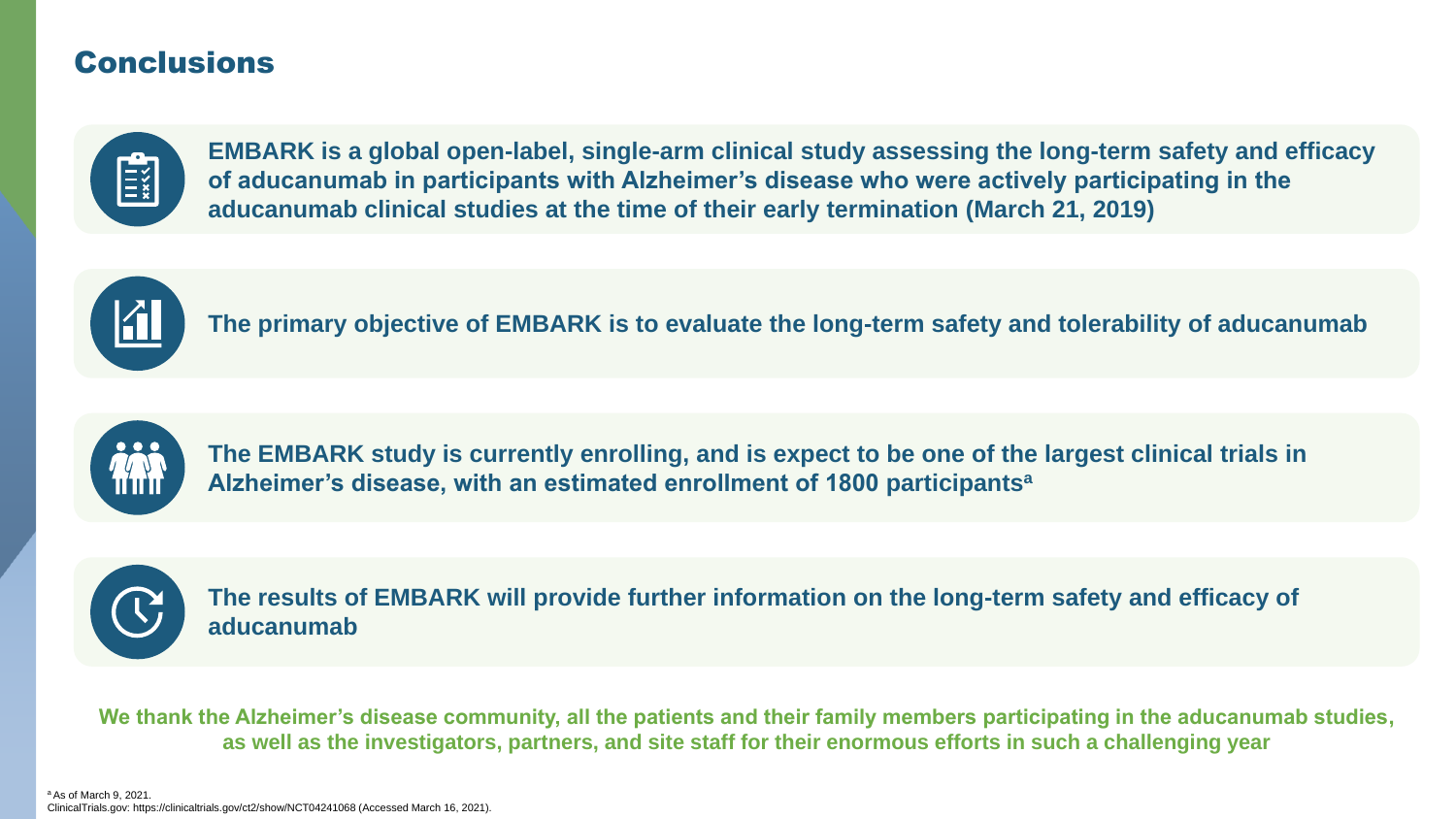## Conclusions

**EMBARK is a global open-label, single-arm clinical study assessing the long-term safety and efficacy of aducanumab in participants with Alzheimer's disease who were actively participating in the aducanumab clinical studies at the time of their early termination (March 21, 2019)**

**The primary objective of EMBARK is to evaluate the long-term safety and tolerability of aducanumab**

**The EMBARK study is currently enrolling, and is expect to be one of the largest clinical trials in Alzheimer's disease, with an estimated enrollment of 1800 participants[a]**

**The results of EMBARK will provide further information on the long-term safety and efficacy of aducanumab**

**We thank the Alzheimer's disease community, all the patients and their family members participating in the aducanumab studies, as well as the investigators, partners, and site staff for their enormous efforts in such a challenging year**

[a] As of March 9, 2021.
ClinicalTrials.gov: https://clinicaltrials.gov/ct2/show/NCT04241068 (Accessed March 16, 2021).